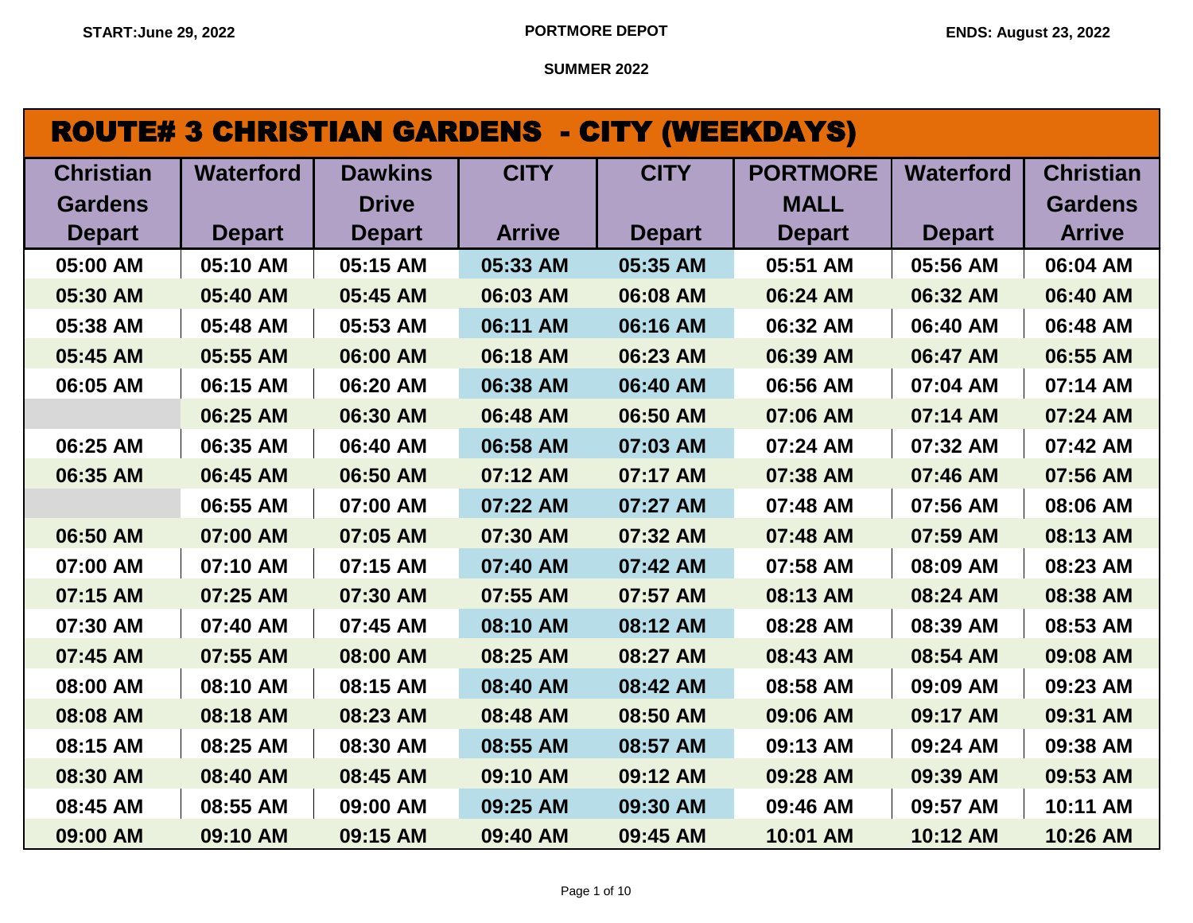START:June 29, 2022 | PORTMORE DEPOT | ENDS: August 23, 2022

SUMMER 2022

## ROUTE# 3 CHRISTIAN GARDENS - CITY (WEEKDAYS)

| Christian Gardens Depart | Waterford Depart | Dawkins Drive Depart | CITY Arrive | CITY Depart | PORTMORE MALL Depart | Waterford Depart | Christian Gardens Arrive |
|---|---|---|---|---|---|---|---|
| 05:00 AM | 05:10 AM | 05:15 AM | 05:33 AM | 05:35 AM | 05:51 AM | 05:56 AM | 06:04 AM |
| 05:30 AM | 05:40 AM | 05:45 AM | 06:03 AM | 06:08 AM | 06:24 AM | 06:32 AM | 06:40 AM |
| 05:38 AM | 05:48 AM | 05:53 AM | 06:11 AM | 06:16 AM | 06:32 AM | 06:40 AM | 06:48 AM |
| 05:45 AM | 05:55 AM | 06:00 AM | 06:18 AM | 06:23 AM | 06:39 AM | 06:47 AM | 06:55 AM |
| 06:05 AM | 06:15 AM | 06:20 AM | 06:38 AM | 06:40 AM | 06:56 AM | 07:04 AM | 07:14 AM |
| | 06:25 AM | 06:30 AM | 06:48 AM | 06:50 AM | 07:06 AM | 07:14 AM | 07:24 AM |
| 06:25 AM | 06:35 AM | 06:40 AM | 06:58 AM | 07:03 AM | 07:24 AM | 07:32 AM | 07:42 AM |
| 06:35 AM | 06:45 AM | 06:50 AM | 07:12 AM | 07:17 AM | 07:38 AM | 07:46 AM | 07:56 AM |
| | 06:55 AM | 07:00 AM | 07:22 AM | 07:27 AM | 07:48 AM | 07:56 AM | 08:06 AM |
| 06:50 AM | 07:00 AM | 07:05 AM | 07:30 AM | 07:32 AM | 07:48 AM | 07:59 AM | 08:13 AM |
| 07:00 AM | 07:10 AM | 07:15 AM | 07:40 AM | 07:42 AM | 07:58 AM | 08:09 AM | 08:23 AM |
| 07:15 AM | 07:25 AM | 07:30 AM | 07:55 AM | 07:57 AM | 08:13 AM | 08:24 AM | 08:38 AM |
| 07:30 AM | 07:40 AM | 07:45 AM | 08:10 AM | 08:12 AM | 08:28 AM | 08:39 AM | 08:53 AM |
| 07:45 AM | 07:55 AM | 08:00 AM | 08:25 AM | 08:27 AM | 08:43 AM | 08:54 AM | 09:08 AM |
| 08:00 AM | 08:10 AM | 08:15 AM | 08:40 AM | 08:42 AM | 08:58 AM | 09:09 AM | 09:23 AM |
| 08:08 AM | 08:18 AM | 08:23 AM | 08:48 AM | 08:50 AM | 09:06 AM | 09:17 AM | 09:31 AM |
| 08:15 AM | 08:25 AM | 08:30 AM | 08:55 AM | 08:57 AM | 09:13 AM | 09:24 AM | 09:38 AM |
| 08:30 AM | 08:40 AM | 08:45 AM | 09:10 AM | 09:12 AM | 09:28 AM | 09:39 AM | 09:53 AM |
| 08:45 AM | 08:55 AM | 09:00 AM | 09:25 AM | 09:30 AM | 09:46 AM | 09:57 AM | 10:11 AM |
| 09:00 AM | 09:10 AM | 09:15 AM | 09:40 AM | 09:45 AM | 10:01 AM | 10:12 AM | 10:26 AM |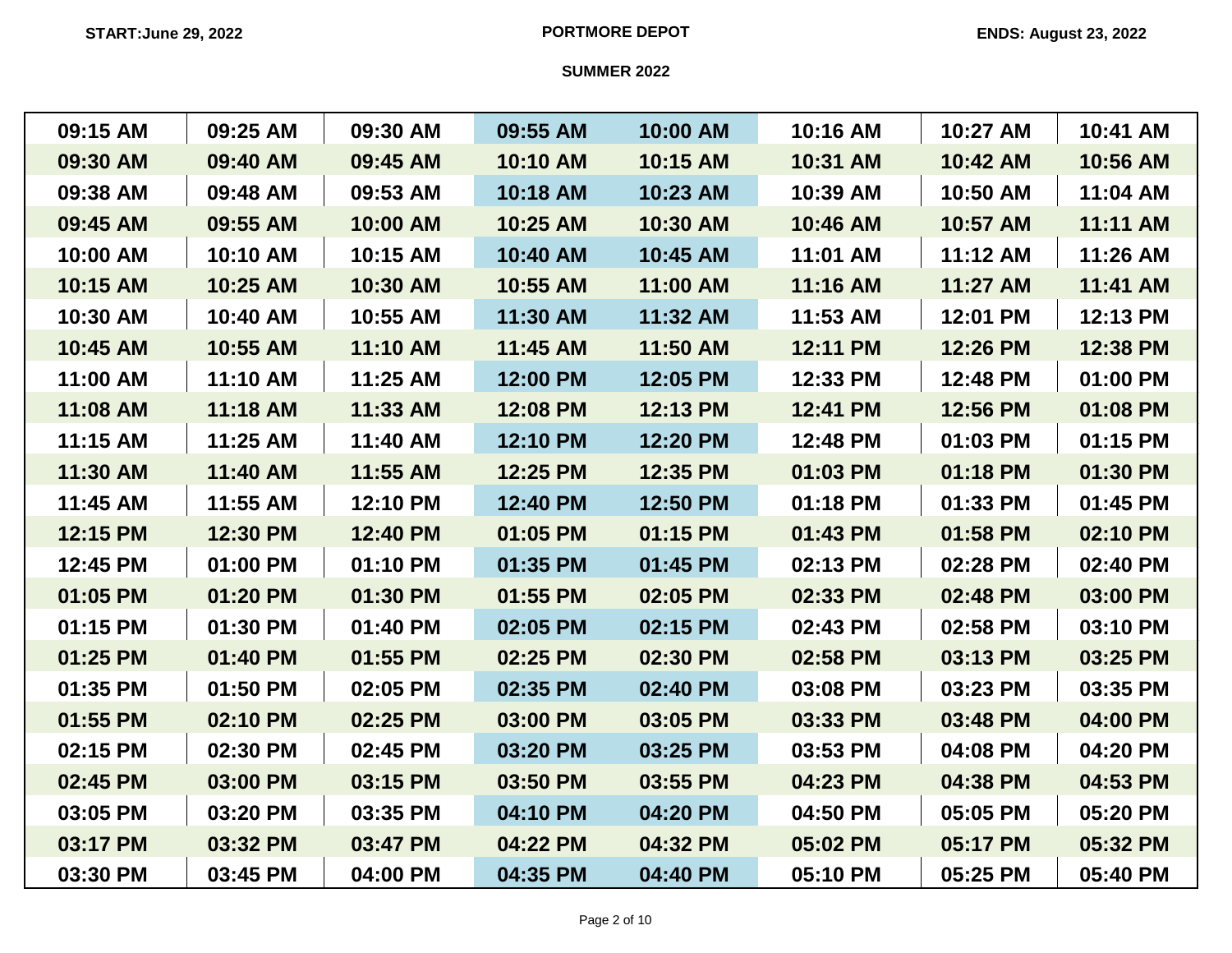START:June 29, 2022 | PORTMORE DEPOT | ENDS: August 23, 2022

SUMMER 2022

| | | | | | | | |
|---|---|---|---|---|---|---|---|
| 09:15 AM | 09:25 AM | 09:30 AM | 09:55 AM | 10:00 AM | 10:16 AM | 10:27 AM | 10:41 AM |
| 09:30 AM | 09:40 AM | 09:45 AM | 10:10 AM | 10:15 AM | 10:31 AM | 10:42 AM | 10:56 AM |
| 09:38 AM | 09:48 AM | 09:53 AM | 10:18 AM | 10:23 AM | 10:39 AM | 10:50 AM | 11:04 AM |
| 09:45 AM | 09:55 AM | 10:00 AM | 10:25 AM | 10:30 AM | 10:46 AM | 10:57 AM | 11:11 AM |
| 10:00 AM | 10:10 AM | 10:15 AM | 10:40 AM | 10:45 AM | 11:01 AM | 11:12 AM | 11:26 AM |
| 10:15 AM | 10:25 AM | 10:30 AM | 10:55 AM | 11:00 AM | 11:16 AM | 11:27 AM | 11:41 AM |
| 10:30 AM | 10:40 AM | 10:55 AM | 11:30 AM | 11:32 AM | 11:53 AM | 12:01 PM | 12:13 PM |
| 10:45 AM | 10:55 AM | 11:10 AM | 11:45 AM | 11:50 AM | 12:11 PM | 12:26 PM | 12:38 PM |
| 11:00 AM | 11:10 AM | 11:25 AM | 12:00 PM | 12:05 PM | 12:33 PM | 12:48 PM | 01:00 PM |
| 11:08 AM | 11:18 AM | 11:33 AM | 12:08 PM | 12:13 PM | 12:41 PM | 12:56 PM | 01:08 PM |
| 11:15 AM | 11:25 AM | 11:40 AM | 12:10 PM | 12:20 PM | 12:48 PM | 01:03 PM | 01:15 PM |
| 11:30 AM | 11:40 AM | 11:55 AM | 12:25 PM | 12:35 PM | 01:03 PM | 01:18 PM | 01:30 PM |
| 11:45 AM | 11:55 AM | 12:10 PM | 12:40 PM | 12:50 PM | 01:18 PM | 01:33 PM | 01:45 PM |
| 12:15 PM | 12:30 PM | 12:40 PM | 01:05 PM | 01:15 PM | 01:43 PM | 01:58 PM | 02:10 PM |
| 12:45 PM | 01:00 PM | 01:10 PM | 01:35 PM | 01:45 PM | 02:13 PM | 02:28 PM | 02:40 PM |
| 01:05 PM | 01:20 PM | 01:30 PM | 01:55 PM | 02:05 PM | 02:33 PM | 02:48 PM | 03:00 PM |
| 01:15 PM | 01:30 PM | 01:40 PM | 02:05 PM | 02:15 PM | 02:43 PM | 02:58 PM | 03:10 PM |
| 01:25 PM | 01:40 PM | 01:55 PM | 02:25 PM | 02:30 PM | 02:58 PM | 03:13 PM | 03:25 PM |
| 01:35 PM | 01:50 PM | 02:05 PM | 02:35 PM | 02:40 PM | 03:08 PM | 03:23 PM | 03:35 PM |
| 01:55 PM | 02:10 PM | 02:25 PM | 03:00 PM | 03:05 PM | 03:33 PM | 03:48 PM | 04:00 PM |
| 02:15 PM | 02:30 PM | 02:45 PM | 03:20 PM | 03:25 PM | 03:53 PM | 04:08 PM | 04:20 PM |
| 02:45 PM | 03:00 PM | 03:15 PM | 03:50 PM | 03:55 PM | 04:23 PM | 04:38 PM | 04:53 PM |
| 03:05 PM | 03:20 PM | 03:35 PM | 04:10 PM | 04:20 PM | 04:50 PM | 05:05 PM | 05:20 PM |
| 03:17 PM | 03:32 PM | 03:47 PM | 04:22 PM | 04:32 PM | 05:02 PM | 05:17 PM | 05:32 PM |
| 03:30 PM | 03:45 PM | 04:00 PM | 04:35 PM | 04:40 PM | 05:10 PM | 05:25 PM | 05:40 PM |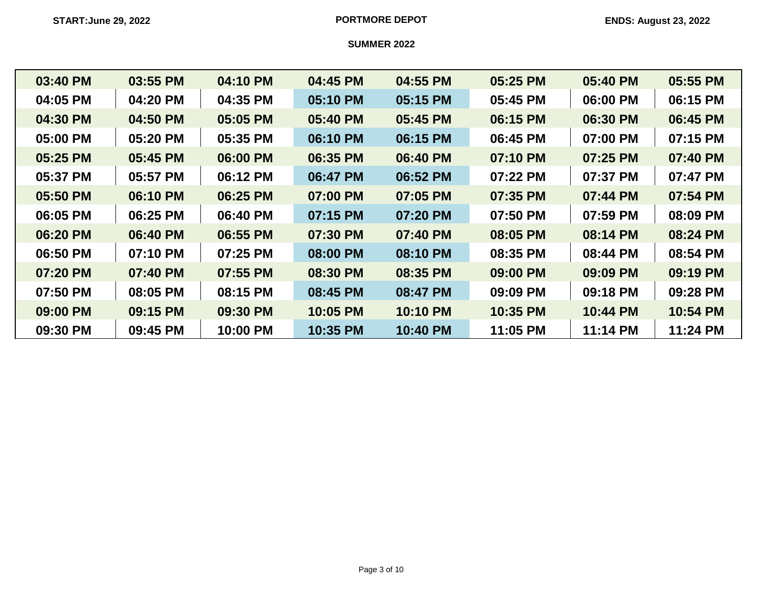START: June 29, 2022 | **PORTMORE DEPOT** | ENDS: August 23, 2022

**SUMMER 2022**

| | | | | | | | |
|---|---|---|---|---|---|---|---|
| 03:40 PM | 03:55 PM | 04:10 PM | 04:45 PM | 04:55 PM | 05:25 PM | 05:40 PM | 05:55 PM |
| 04:05 PM | 04:20 PM | 04:35 PM | 05:10 PM | 05:15 PM | 05:45 PM | 06:00 PM | 06:15 PM |
| 04:30 PM | 04:50 PM | 05:05 PM | 05:40 PM | 05:45 PM | 06:15 PM | 06:30 PM | 06:45 PM |
| 05:00 PM | 05:20 PM | 05:35 PM | 06:10 PM | 06:15 PM | 06:45 PM | 07:00 PM | 07:15 PM |
| 05:25 PM | 05:45 PM | 06:00 PM | 06:35 PM | 06:40 PM | 07:10 PM | 07:25 PM | 07:40 PM |
| 05:37 PM | 05:57 PM | 06:12 PM | 06:47 PM | 06:52 PM | 07:22 PM | 07:37 PM | 07:47 PM |
| 05:50 PM | 06:10 PM | 06:25 PM | 07:00 PM | 07:05 PM | 07:35 PM | 07:44 PM | 07:54 PM |
| 06:05 PM | 06:25 PM | 06:40 PM | 07:15 PM | 07:20 PM | 07:50 PM | 07:59 PM | 08:09 PM |
| 06:20 PM | 06:40 PM | 06:55 PM | 07:30 PM | 07:40 PM | 08:05 PM | 08:14 PM | 08:24 PM |
| 06:50 PM | 07:10 PM | 07:25 PM | 08:00 PM | 08:10 PM | 08:35 PM | 08:44 PM | 08:54 PM |
| 07:20 PM | 07:40 PM | 07:55 PM | 08:30 PM | 08:35 PM | 09:00 PM | 09:09 PM | 09:19 PM |
| 07:50 PM | 08:05 PM | 08:15 PM | 08:45 PM | 08:47 PM | 09:09 PM | 09:18 PM | 09:28 PM |
| 09:00 PM | 09:15 PM | 09:30 PM | 10:05 PM | 10:10 PM | 10:35 PM | 10:44 PM | 10:54 PM |
| 09:30 PM | 09:45 PM | 10:00 PM | 10:35 PM | 10:40 PM | 11:05 PM | 11:14 PM | 11:24 PM |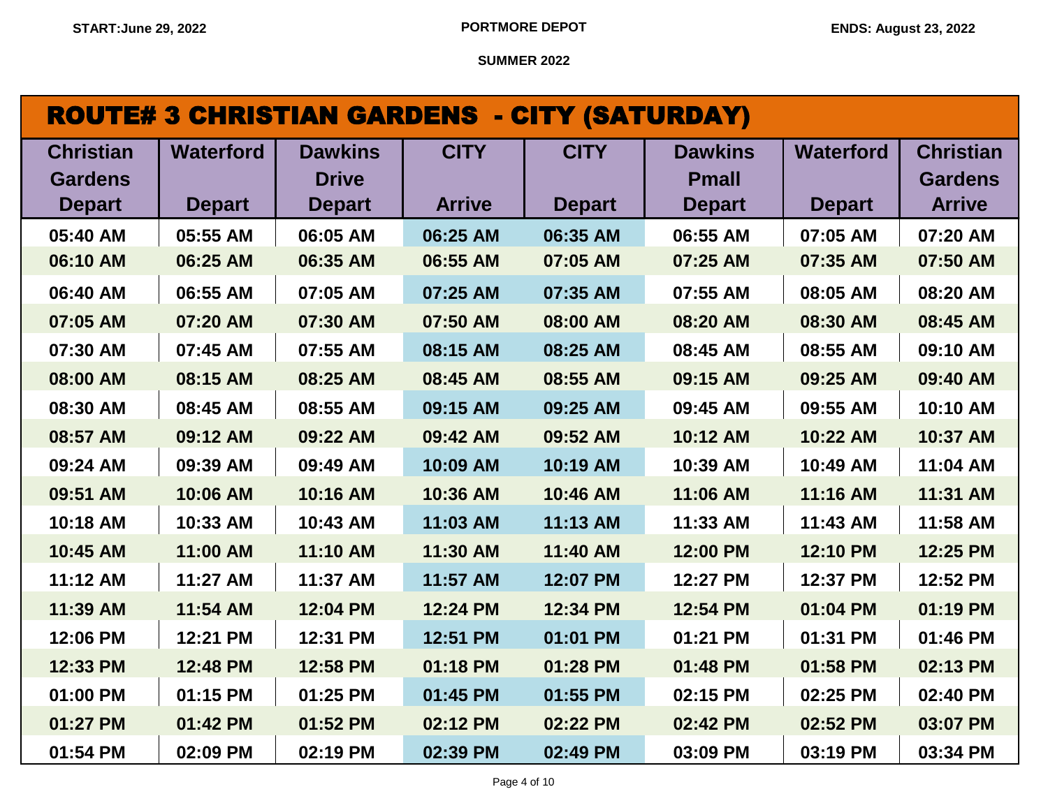START:June 29, 2022 | PORTMORE DEPOT | ENDS: August 23, 2022

SUMMER 2022

## ROUTE# 3 CHRISTIAN GARDENS - CITY (SATURDAY)

| Christian Gardens Depart | Waterford Depart | Dawkins Drive Depart | CITY Arrive | CITY Depart | Dawkins Pmall Depart | Waterford Depart | Christian Gardens Arrive |
|---|---|---|---|---|---|---|---|
| 05:40 AM | 05:55 AM | 06:05 AM | 06:25 AM | 06:35 AM | 06:55 AM | 07:05 AM | 07:20 AM |
| 06:10 AM | 06:25 AM | 06:35 AM | 06:55 AM | 07:05 AM | 07:25 AM | 07:35 AM | 07:50 AM |
| 06:40 AM | 06:55 AM | 07:05 AM | 07:25 AM | 07:35 AM | 07:55 AM | 08:05 AM | 08:20 AM |
| 07:05 AM | 07:20 AM | 07:30 AM | 07:50 AM | 08:00 AM | 08:20 AM | 08:30 AM | 08:45 AM |
| 07:30 AM | 07:45 AM | 07:55 AM | 08:15 AM | 08:25 AM | 08:45 AM | 08:55 AM | 09:10 AM |
| 08:00 AM | 08:15 AM | 08:25 AM | 08:45 AM | 08:55 AM | 09:15 AM | 09:25 AM | 09:40 AM |
| 08:30 AM | 08:45 AM | 08:55 AM | 09:15 AM | 09:25 AM | 09:45 AM | 09:55 AM | 10:10 AM |
| 08:57 AM | 09:12 AM | 09:22 AM | 09:42 AM | 09:52 AM | 10:12 AM | 10:22 AM | 10:37 AM |
| 09:24 AM | 09:39 AM | 09:49 AM | 10:09 AM | 10:19 AM | 10:39 AM | 10:49 AM | 11:04 AM |
| 09:51 AM | 10:06 AM | 10:16 AM | 10:36 AM | 10:46 AM | 11:06 AM | 11:16 AM | 11:31 AM |
| 10:18 AM | 10:33 AM | 10:43 AM | 11:03 AM | 11:13 AM | 11:33 AM | 11:43 AM | 11:58 AM |
| 10:45 AM | 11:00 AM | 11:10 AM | 11:30 AM | 11:40 AM | 12:00 PM | 12:10 PM | 12:25 PM |
| 11:12 AM | 11:27 AM | 11:37 AM | 11:57 AM | 12:07 PM | 12:27 PM | 12:37 PM | 12:52 PM |
| 11:39 AM | 11:54 AM | 12:04 PM | 12:24 PM | 12:34 PM | 12:54 PM | 01:04 PM | 01:19 PM |
| 12:06 PM | 12:21 PM | 12:31 PM | 12:51 PM | 01:01 PM | 01:21 PM | 01:31 PM | 01:46 PM |
| 12:33 PM | 12:48 PM | 12:58 PM | 01:18 PM | 01:28 PM | 01:48 PM | 01:58 PM | 02:13 PM |
| 01:00 PM | 01:15 PM | 01:25 PM | 01:45 PM | 01:55 PM | 02:15 PM | 02:25 PM | 02:40 PM |
| 01:27 PM | 01:42 PM | 01:52 PM | 02:12 PM | 02:22 PM | 02:42 PM | 02:52 PM | 03:07 PM |
| 01:54 PM | 02:09 PM | 02:19 PM | 02:39 PM | 02:49 PM | 03:09 PM | 03:19 PM | 03:34 PM |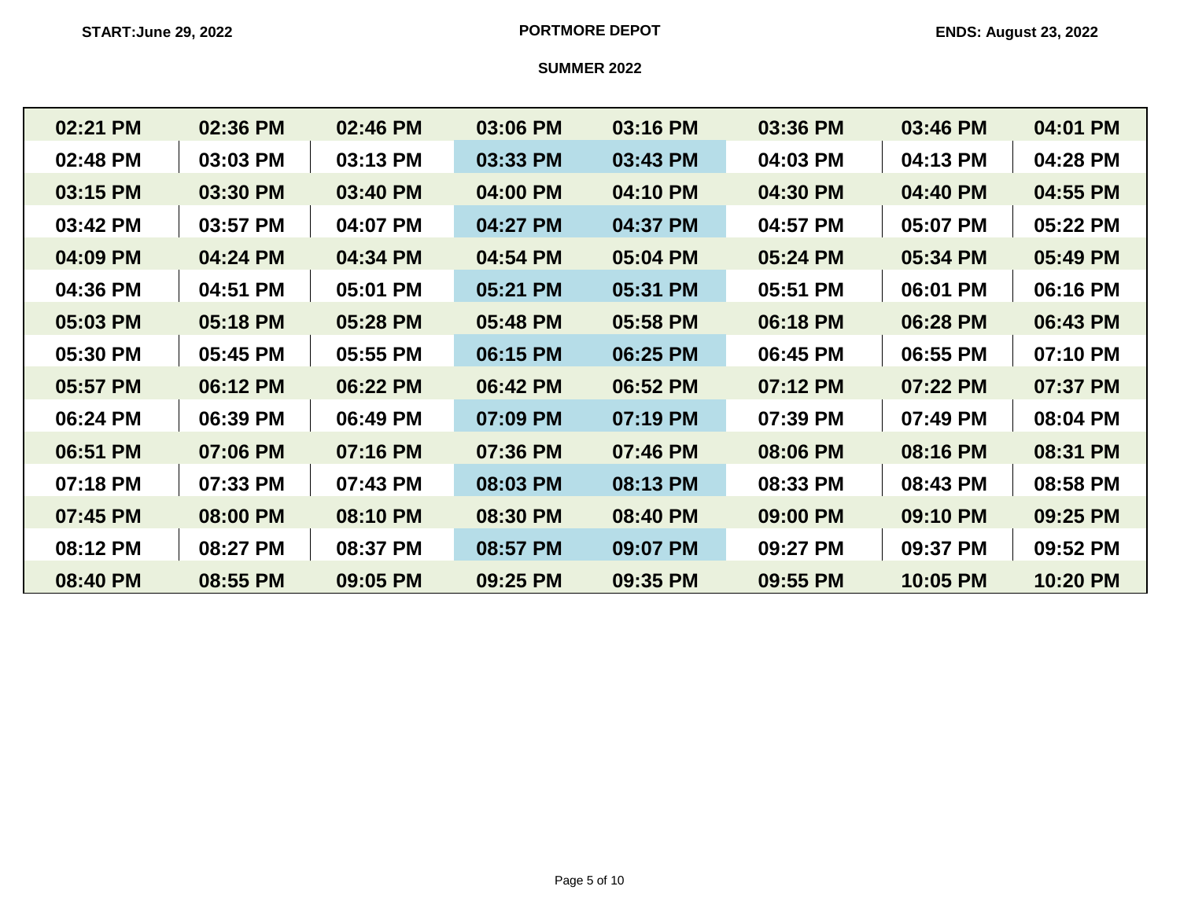**START:June 29, 2022** **PORTMORE DEPOT** **ENDS: August 23, 2022**

**SUMMER 2022**

| | | | | | | | |
|---|---|---|---|---|---|---|---|
| 02:21 PM | 02:36 PM | 02:46 PM | 03:06 PM | 03:16 PM | 03:36 PM | 03:46 PM | 04:01 PM |
| 02:48 PM | 03:03 PM | 03:13 PM | 03:33 PM | 03:43 PM | 04:03 PM | 04:13 PM | 04:28 PM |
| 03:15 PM | 03:30 PM | 03:40 PM | 04:00 PM | 04:10 PM | 04:30 PM | 04:40 PM | 04:55 PM |
| 03:42 PM | 03:57 PM | 04:07 PM | 04:27 PM | 04:37 PM | 04:57 PM | 05:07 PM | 05:22 PM |
| 04:09 PM | 04:24 PM | 04:34 PM | 04:54 PM | 05:04 PM | 05:24 PM | 05:34 PM | 05:49 PM |
| 04:36 PM | 04:51 PM | 05:01 PM | 05:21 PM | 05:31 PM | 05:51 PM | 06:01 PM | 06:16 PM |
| 05:03 PM | 05:18 PM | 05:28 PM | 05:48 PM | 05:58 PM | 06:18 PM | 06:28 PM | 06:43 PM |
| 05:30 PM | 05:45 PM | 05:55 PM | 06:15 PM | 06:25 PM | 06:45 PM | 06:55 PM | 07:10 PM |
| 05:57 PM | 06:12 PM | 06:22 PM | 06:42 PM | 06:52 PM | 07:12 PM | 07:22 PM | 07:37 PM |
| 06:24 PM | 06:39 PM | 06:49 PM | 07:09 PM | 07:19 PM | 07:39 PM | 07:49 PM | 08:04 PM |
| 06:51 PM | 07:06 PM | 07:16 PM | 07:36 PM | 07:46 PM | 08:06 PM | 08:16 PM | 08:31 PM |
| 07:18 PM | 07:33 PM | 07:43 PM | 08:03 PM | 08:13 PM | 08:33 PM | 08:43 PM | 08:58 PM |
| 07:45 PM | 08:00 PM | 08:10 PM | 08:30 PM | 08:40 PM | 09:00 PM | 09:10 PM | 09:25 PM |
| 08:12 PM | 08:27 PM | 08:37 PM | 08:57 PM | 09:07 PM | 09:27 PM | 09:37 PM | 09:52 PM |
| 08:40 PM | 08:55 PM | 09:05 PM | 09:25 PM | 09:35 PM | 09:55 PM | 10:05 PM | 10:20 PM |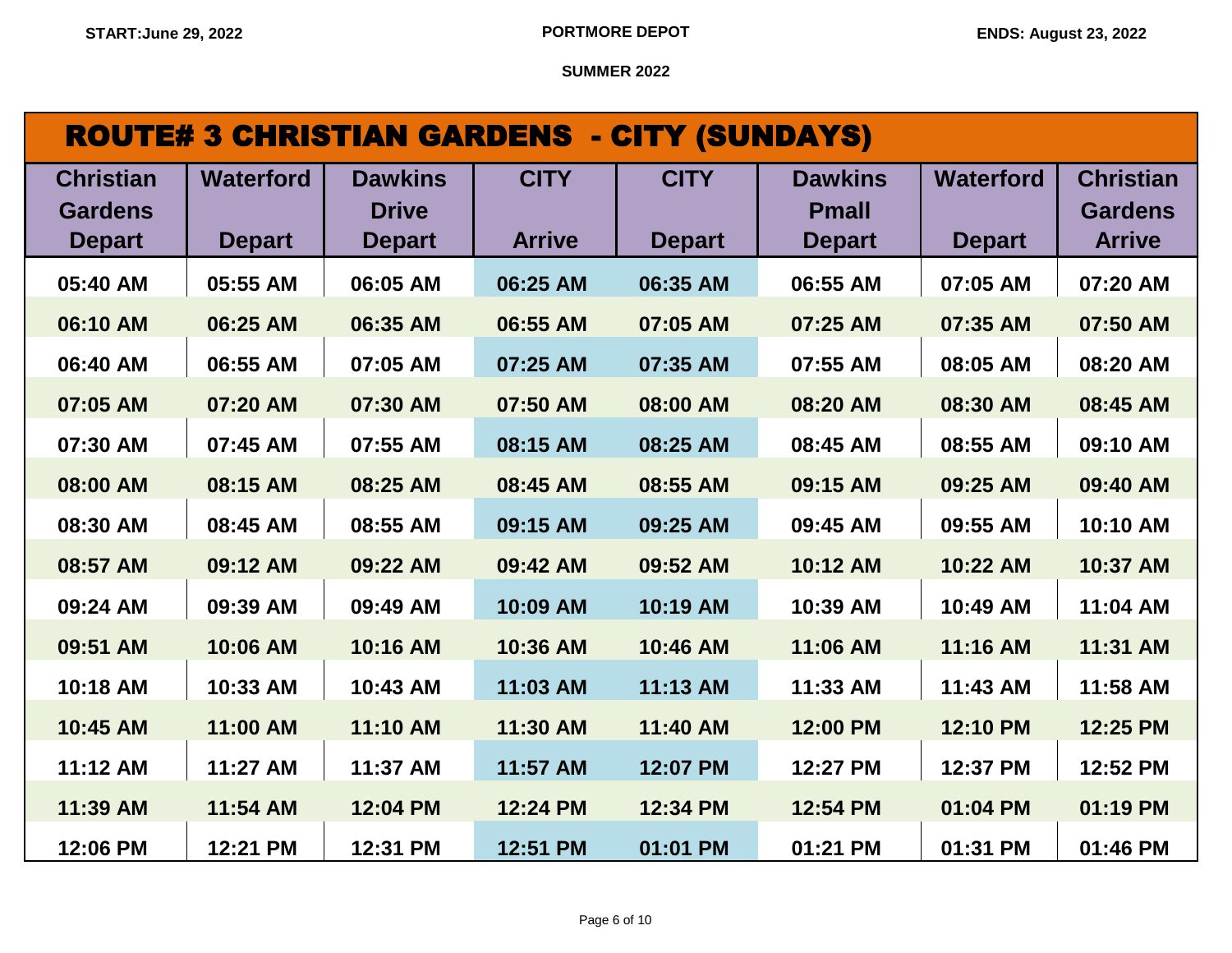START:June 29, 2022 | PORTMORE DEPOT | ENDS: August 23, 2022

SUMMER 2022

## ROUTE# 3 CHRISTIAN GARDENS - CITY (SUNDAYS)

| Christian Gardens Depart | Waterford Depart | Dawkins Drive Depart | CITY Arrive | CITY Depart | Dawkins Pmall Depart | Waterford Depart | Christian Gardens Arrive |
|---|---|---|---|---|---|---|---|
| 05:40 AM | 05:55 AM | 06:05 AM | 06:25 AM | 06:35 AM | 06:55 AM | 07:05 AM | 07:20 AM |
| 06:10 AM | 06:25 AM | 06:35 AM | 06:55 AM | 07:05 AM | 07:25 AM | 07:35 AM | 07:50 AM |
| 06:40 AM | 06:55 AM | 07:05 AM | 07:25 AM | 07:35 AM | 07:55 AM | 08:05 AM | 08:20 AM |
| 07:05 AM | 07:20 AM | 07:30 AM | 07:50 AM | 08:00 AM | 08:20 AM | 08:30 AM | 08:45 AM |
| 07:30 AM | 07:45 AM | 07:55 AM | 08:15 AM | 08:25 AM | 08:45 AM | 08:55 AM | 09:10 AM |
| 08:00 AM | 08:15 AM | 08:25 AM | 08:45 AM | 08:55 AM | 09:15 AM | 09:25 AM | 09:40 AM |
| 08:30 AM | 08:45 AM | 08:55 AM | 09:15 AM | 09:25 AM | 09:45 AM | 09:55 AM | 10:10 AM |
| 08:57 AM | 09:12 AM | 09:22 AM | 09:42 AM | 09:52 AM | 10:12 AM | 10:22 AM | 10:37 AM |
| 09:24 AM | 09:39 AM | 09:49 AM | 10:09 AM | 10:19 AM | 10:39 AM | 10:49 AM | 11:04 AM |
| 09:51 AM | 10:06 AM | 10:16 AM | 10:36 AM | 10:46 AM | 11:06 AM | 11:16 AM | 11:31 AM |
| 10:18 AM | 10:33 AM | 10:43 AM | 11:03 AM | 11:13 AM | 11:33 AM | 11:43 AM | 11:58 AM |
| 10:45 AM | 11:00 AM | 11:10 AM | 11:30 AM | 11:40 AM | 12:00 PM | 12:10 PM | 12:25 PM |
| 11:12 AM | 11:27 AM | 11:37 AM | 11:57 AM | 12:07 PM | 12:27 PM | 12:37 PM | 12:52 PM |
| 11:39 AM | 11:54 AM | 12:04 PM | 12:24 PM | 12:34 PM | 12:54 PM | 01:04 PM | 01:19 PM |
| 12:06 PM | 12:21 PM | 12:31 PM | 12:51 PM | 01:01 PM | 01:21 PM | 01:31 PM | 01:46 PM |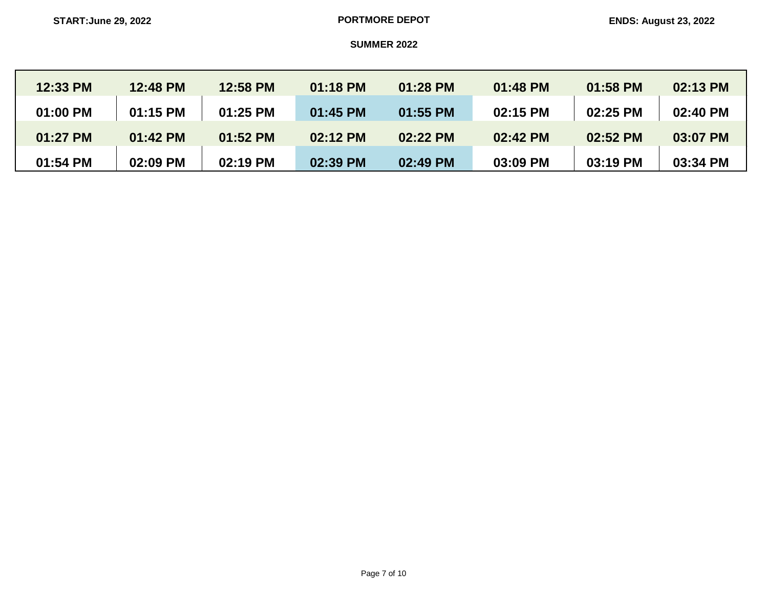START:June 29, 2022 **PORTMORE DEPOT** ENDS: August 23, 2022

**SUMMER 2022**

| | | | | | | | |
|---|---|---|---|---|---|---|---|
| 12:33 PM | 12:48 PM | 12:58 PM | 01:18 PM | 01:28 PM | 01:48 PM | 01:58 PM | 02:13 PM |
| 01:00 PM | 01:15 PM | 01:25 PM | 01:45 PM | 01:55 PM | 02:15 PM | 02:25 PM | 02:40 PM |
| 01:27 PM | 01:42 PM | 01:52 PM | 02:12 PM | 02:22 PM | 02:42 PM | 02:52 PM | 03:07 PM |
| 01:54 PM | 02:09 PM | 02:19 PM | 02:39 PM | 02:49 PM | 03:09 PM | 03:19 PM | 03:34 PM |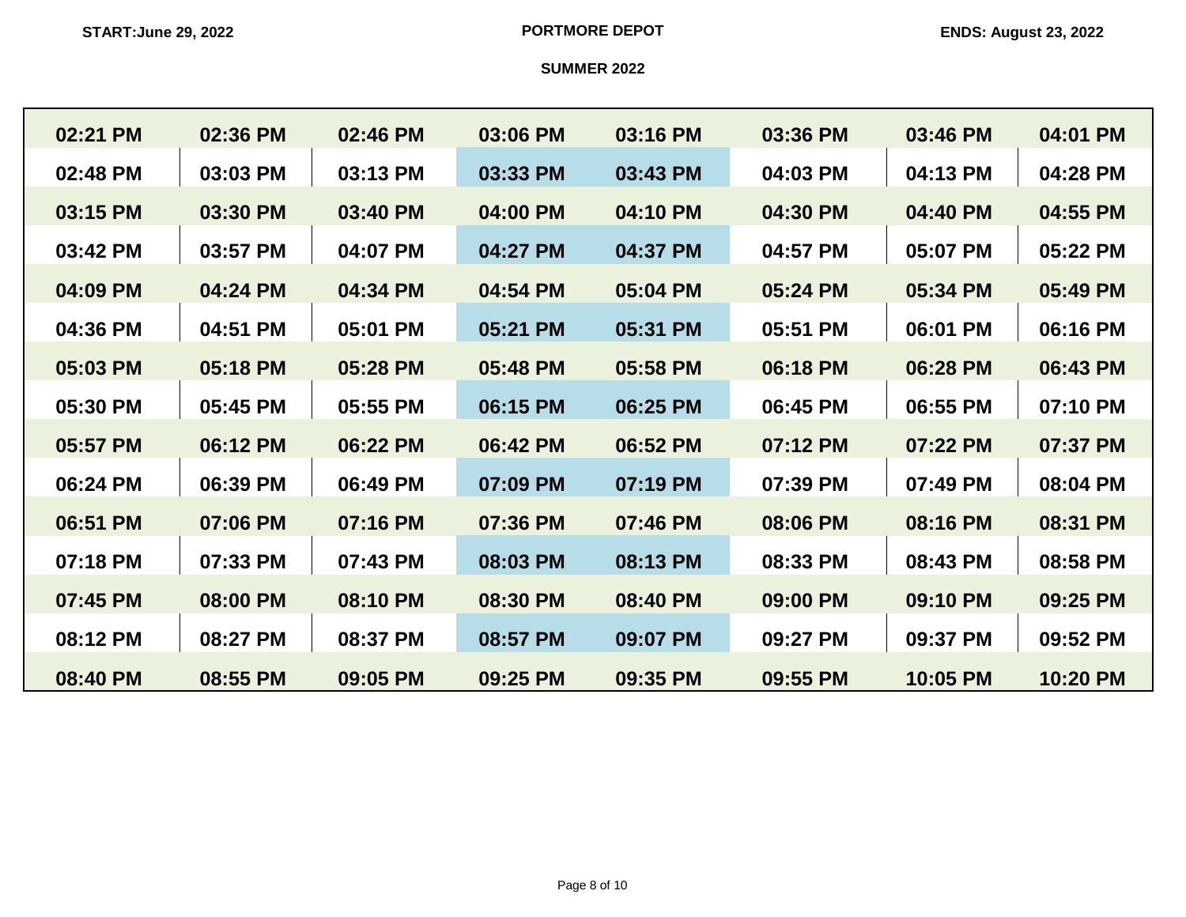**START:June 29, 2022** **PORTMORE DEPOT** **ENDS: August 23, 2022**

**SUMMER 2022**

| | | | | | | | |
|---|---|---|---|---|---|---|---|
| 02:21 PM | 02:36 PM | 02:46 PM | 03:06 PM | 03:16 PM | 03:36 PM | 03:46 PM | 04:01 PM |
| 02:48 PM | 03:03 PM | 03:13 PM | 03:33 PM | 03:43 PM | 04:03 PM | 04:13 PM | 04:28 PM |
| 03:15 PM | 03:30 PM | 03:40 PM | 04:00 PM | 04:10 PM | 04:30 PM | 04:40 PM | 04:55 PM |
| 03:42 PM | 03:57 PM | 04:07 PM | 04:27 PM | 04:37 PM | 04:57 PM | 05:07 PM | 05:22 PM |
| 04:09 PM | 04:24 PM | 04:34 PM | 04:54 PM | 05:04 PM | 05:24 PM | 05:34 PM | 05:49 PM |
| 04:36 PM | 04:51 PM | 05:01 PM | 05:21 PM | 05:31 PM | 05:51 PM | 06:01 PM | 06:16 PM |
| 05:03 PM | 05:18 PM | 05:28 PM | 05:48 PM | 05:58 PM | 06:18 PM | 06:28 PM | 06:43 PM |
| 05:30 PM | 05:45 PM | 05:55 PM | 06:15 PM | 06:25 PM | 06:45 PM | 06:55 PM | 07:10 PM |
| 05:57 PM | 06:12 PM | 06:22 PM | 06:42 PM | 06:52 PM | 07:12 PM | 07:22 PM | 07:37 PM |
| 06:24 PM | 06:39 PM | 06:49 PM | 07:09 PM | 07:19 PM | 07:39 PM | 07:49 PM | 08:04 PM |
| 06:51 PM | 07:06 PM | 07:16 PM | 07:36 PM | 07:46 PM | 08:06 PM | 08:16 PM | 08:31 PM |
| 07:18 PM | 07:33 PM | 07:43 PM | 08:03 PM | 08:13 PM | 08:33 PM | 08:43 PM | 08:58 PM |
| 07:45 PM | 08:00 PM | 08:10 PM | 08:30 PM | 08:40 PM | 09:00 PM | 09:10 PM | 09:25 PM |
| 08:12 PM | 08:27 PM | 08:37 PM | 08:57 PM | 09:07 PM | 09:27 PM | 09:37 PM | 09:52 PM |
| 08:40 PM | 08:55 PM | 09:05 PM | 09:25 PM | 09:35 PM | 09:55 PM | 10:05 PM | 10:20 PM |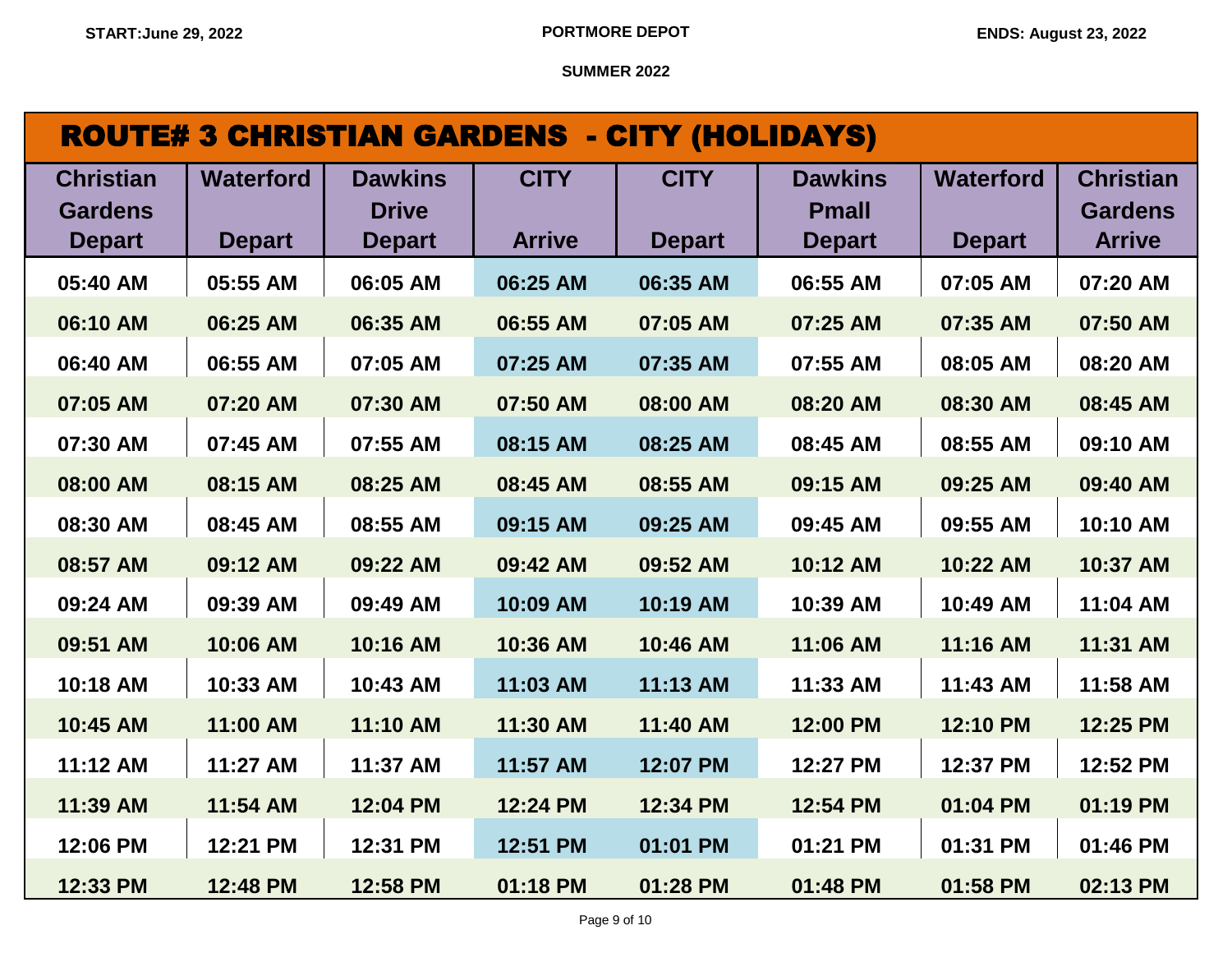START:June 29, 2022 | PORTMORE DEPOT | ENDS: August 23, 2022

SUMMER 2022

## ROUTE# 3 CHRISTIAN GARDENS - CITY (HOLIDAYS)

| Christian Gardens Depart | Waterford Depart | Dawkins Drive Depart | CITY Arrive | CITY Depart | Dawkins Pmall Depart | Waterford Depart | Christian Gardens Arrive |
|---|---|---|---|---|---|---|---|
| 05:40 AM | 05:55 AM | 06:05 AM | 06:25 AM | 06:35 AM | 06:55 AM | 07:05 AM | 07:20 AM |
| 06:10 AM | 06:25 AM | 06:35 AM | 06:55 AM | 07:05 AM | 07:25 AM | 07:35 AM | 07:50 AM |
| 06:40 AM | 06:55 AM | 07:05 AM | 07:25 AM | 07:35 AM | 07:55 AM | 08:05 AM | 08:20 AM |
| 07:05 AM | 07:20 AM | 07:30 AM | 07:50 AM | 08:00 AM | 08:20 AM | 08:30 AM | 08:45 AM |
| 07:30 AM | 07:45 AM | 07:55 AM | 08:15 AM | 08:25 AM | 08:45 AM | 08:55 AM | 09:10 AM |
| 08:00 AM | 08:15 AM | 08:25 AM | 08:45 AM | 08:55 AM | 09:15 AM | 09:25 AM | 09:40 AM |
| 08:30 AM | 08:45 AM | 08:55 AM | 09:15 AM | 09:25 AM | 09:45 AM | 09:55 AM | 10:10 AM |
| 08:57 AM | 09:12 AM | 09:22 AM | 09:42 AM | 09:52 AM | 10:12 AM | 10:22 AM | 10:37 AM |
| 09:24 AM | 09:39 AM | 09:49 AM | 10:09 AM | 10:19 AM | 10:39 AM | 10:49 AM | 11:04 AM |
| 09:51 AM | 10:06 AM | 10:16 AM | 10:36 AM | 10:46 AM | 11:06 AM | 11:16 AM | 11:31 AM |
| 10:18 AM | 10:33 AM | 10:43 AM | 11:03 AM | 11:13 AM | 11:33 AM | 11:43 AM | 11:58 AM |
| 10:45 AM | 11:00 AM | 11:10 AM | 11:30 AM | 11:40 AM | 12:00 PM | 12:10 PM | 12:25 PM |
| 11:12 AM | 11:27 AM | 11:37 AM | 11:57 AM | 12:07 PM | 12:27 PM | 12:37 PM | 12:52 PM |
| 11:39 AM | 11:54 AM | 12:04 PM | 12:24 PM | 12:34 PM | 12:54 PM | 01:04 PM | 01:19 PM |
| 12:06 PM | 12:21 PM | 12:31 PM | 12:51 PM | 01:01 PM | 01:21 PM | 01:31 PM | 01:46 PM |
| 12:33 PM | 12:48 PM | 12:58 PM | 01:18 PM | 01:28 PM | 01:48 PM | 01:58 PM | 02:13 PM |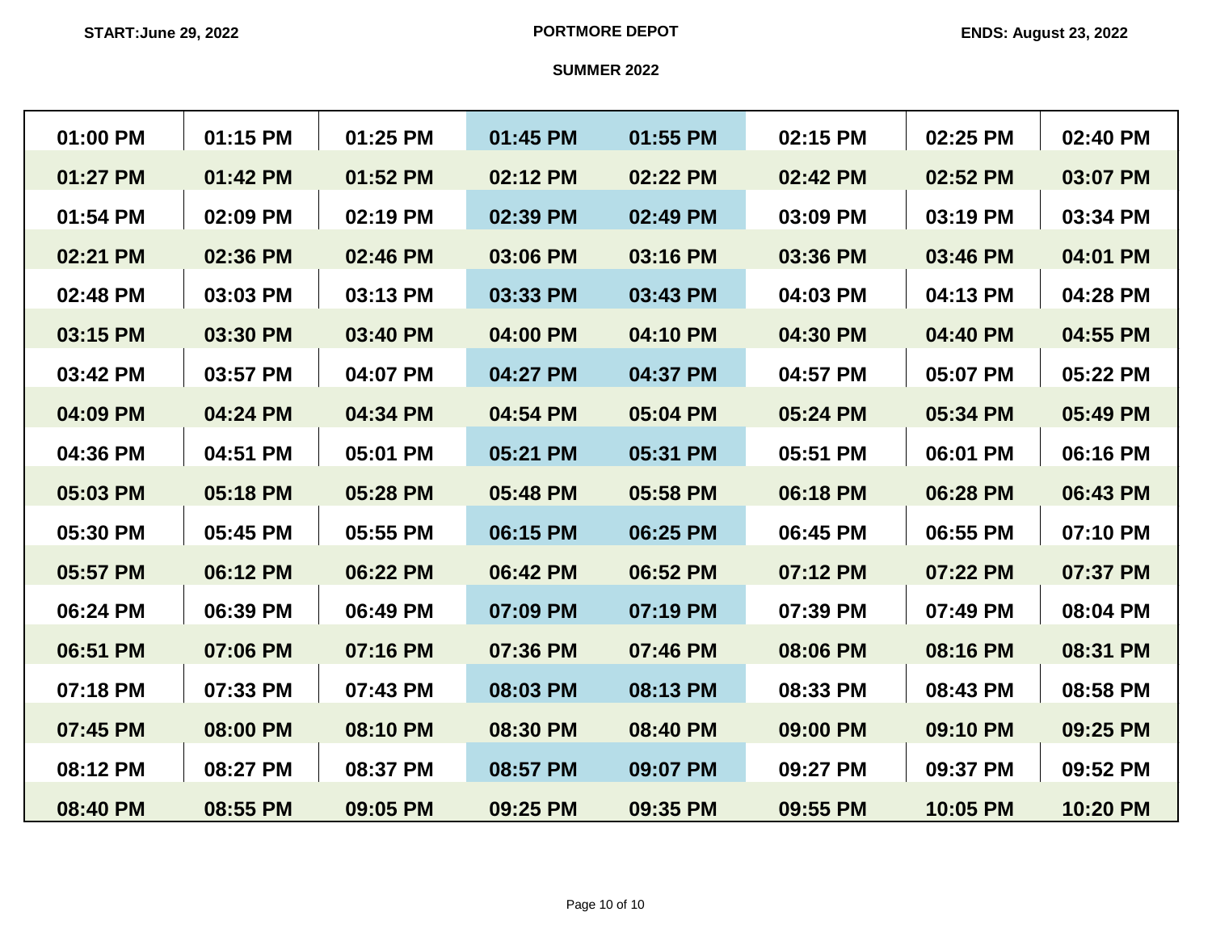**START:June 29, 2022** **PORTMORE DEPOT** **ENDS: August 23, 2022**

**SUMMER 2022**

| | | | | | | | |
|---|---|---|---|---|---|---|---|
| 01:00 PM | 01:15 PM | 01:25 PM | 01:45 PM | 01:55 PM | 02:15 PM | 02:25 PM | 02:40 PM |
| 01:27 PM | 01:42 PM | 01:52 PM | 02:12 PM | 02:22 PM | 02:42 PM | 02:52 PM | 03:07 PM |
| 01:54 PM | 02:09 PM | 02:19 PM | 02:39 PM | 02:49 PM | 03:09 PM | 03:19 PM | 03:34 PM |
| 02:21 PM | 02:36 PM | 02:46 PM | 03:06 PM | 03:16 PM | 03:36 PM | 03:46 PM | 04:01 PM |
| 02:48 PM | 03:03 PM | 03:13 PM | 03:33 PM | 03:43 PM | 04:03 PM | 04:13 PM | 04:28 PM |
| 03:15 PM | 03:30 PM | 03:40 PM | 04:00 PM | 04:10 PM | 04:30 PM | 04:40 PM | 04:55 PM |
| 03:42 PM | 03:57 PM | 04:07 PM | 04:27 PM | 04:37 PM | 04:57 PM | 05:07 PM | 05:22 PM |
| 04:09 PM | 04:24 PM | 04:34 PM | 04:54 PM | 05:04 PM | 05:24 PM | 05:34 PM | 05:49 PM |
| 04:36 PM | 04:51 PM | 05:01 PM | 05:21 PM | 05:31 PM | 05:51 PM | 06:01 PM | 06:16 PM |
| 05:03 PM | 05:18 PM | 05:28 PM | 05:48 PM | 05:58 PM | 06:18 PM | 06:28 PM | 06:43 PM |
| 05:30 PM | 05:45 PM | 05:55 PM | 06:15 PM | 06:25 PM | 06:45 PM | 06:55 PM | 07:10 PM |
| 05:57 PM | 06:12 PM | 06:22 PM | 06:42 PM | 06:52 PM | 07:12 PM | 07:22 PM | 07:37 PM |
| 06:24 PM | 06:39 PM | 06:49 PM | 07:09 PM | 07:19 PM | 07:39 PM | 07:49 PM | 08:04 PM |
| 06:51 PM | 07:06 PM | 07:16 PM | 07:36 PM | 07:46 PM | 08:06 PM | 08:16 PM | 08:31 PM |
| 07:18 PM | 07:33 PM | 07:43 PM | 08:03 PM | 08:13 PM | 08:33 PM | 08:43 PM | 08:58 PM |
| 07:45 PM | 08:00 PM | 08:10 PM | 08:30 PM | 08:40 PM | 09:00 PM | 09:10 PM | 09:25 PM |
| 08:12 PM | 08:27 PM | 08:37 PM | 08:57 PM | 09:07 PM | 09:27 PM | 09:37 PM | 09:52 PM |
| 08:40 PM | 08:55 PM | 09:05 PM | 09:25 PM | 09:35 PM | 09:55 PM | 10:05 PM | 10:20 PM |